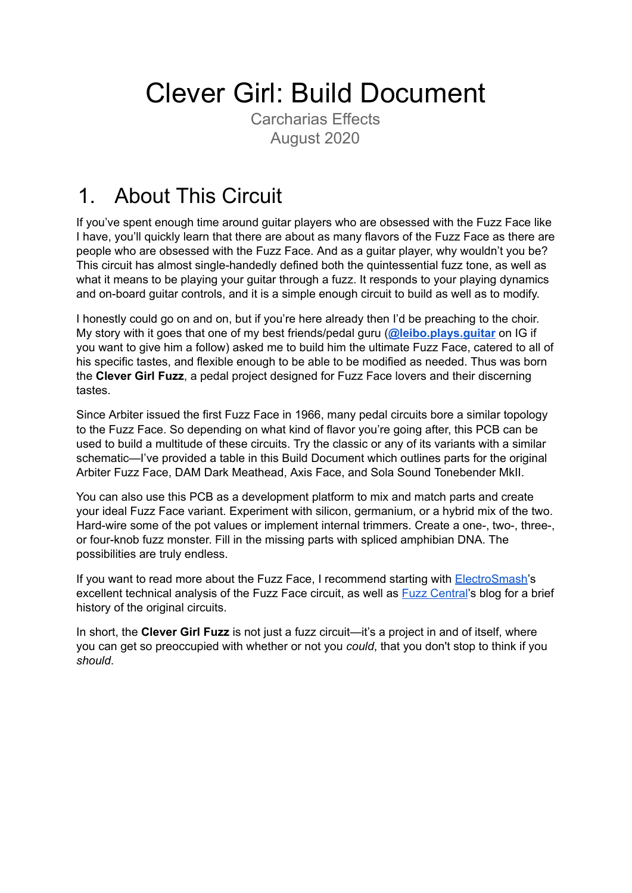# Clever Girl: Build Document

Carcharias Effects
August 2020

## 1. About This Circuit

If you've spent enough time around guitar players who are obsessed with the Fuzz Face like I have, you'll quickly learn that there are about as many flavors of the Fuzz Face as there are people who are obsessed with the Fuzz Face. And as a guitar player, why wouldn't you be? This circuit has almost single-handedly defined both the quintessential fuzz tone, as well as what it means to be playing your guitar through a fuzz. It responds to your playing dynamics and on-board guitar controls, and it is a simple enough circuit to build as well as to modify.

I honestly could go on and on, but if you're here already then I'd be preaching to the choir. My story with it goes that one of my best friends/pedal guru (**@leibo.plays.guitar** on IG if you want to give him a follow) asked me to build him the ultimate Fuzz Face, catered to all of his specific tastes, and flexible enough to be able to be modified as needed. Thus was born the **Clever Girl Fuzz**, a pedal project designed for Fuzz Face lovers and their discerning tastes.

Since Arbiter issued the first Fuzz Face in 1966, many pedal circuits bore a similar topology to the Fuzz Face. So depending on what kind of flavor you're going after, this PCB can be used to build a multitude of these circuits. Try the classic or any of its variants with a similar schematic—I've provided a table in this Build Document which outlines parts for the original Arbiter Fuzz Face, DAM Dark Meathead, Axis Face, and Sola Sound Tonebender MkII.

You can also use this PCB as a development platform to mix and match parts and create your ideal Fuzz Face variant. Experiment with silicon, germanium, or a hybrid mix of the two. Hard-wire some of the pot values or implement internal trimmers. Create a one-, two-, three-, or four-knob fuzz monster. Fill in the missing parts with spliced amphibian DNA. The possibilities are truly endless.

If you want to read more about the Fuzz Face, I recommend starting with ElectroSmash's excellent technical analysis of the Fuzz Face circuit, as well as Fuzz Central's blog for a brief history of the original circuits.

In short, the **Clever Girl Fuzz** is not just a fuzz circuit—it's a project in and of itself, where you can get so preoccupied with whether or not you *could*, that you don't stop to think if you *should*.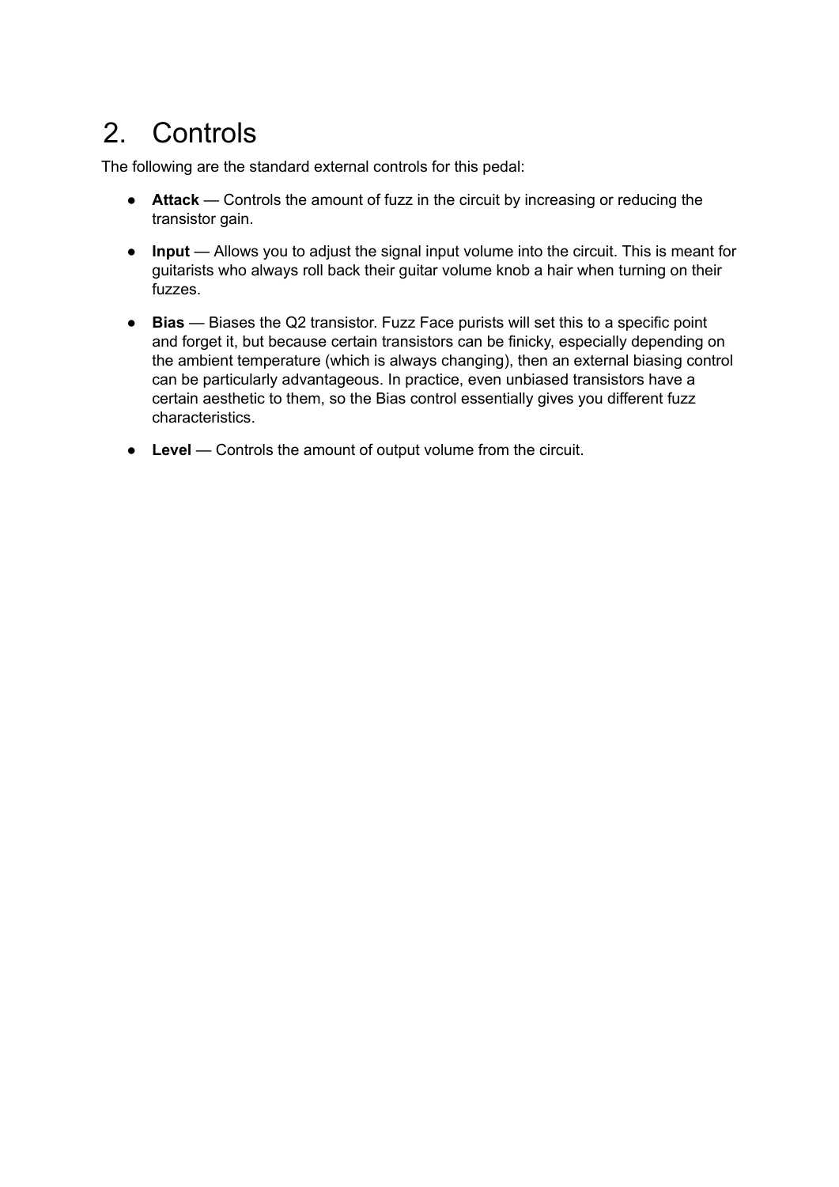# 2. Controls

The following are the standard external controls for this pedal:

- **Attack** — Controls the amount of fuzz in the circuit by increasing or reducing the transistor gain.
- **Input** — Allows you to adjust the signal input volume into the circuit. This is meant for guitarists who always roll back their guitar volume knob a hair when turning on their fuzzes.
- **Bias** — Biases the Q2 transistor. Fuzz Face purists will set this to a specific point and forget it, but because certain transistors can be finicky, especially depending on the ambient temperature (which is always changing), then an external biasing control can be particularly advantageous. In practice, even unbiased transistors have a certain aesthetic to them, so the Bias control essentially gives you different fuzz characteristics.
- **Level** — Controls the amount of output volume from the circuit.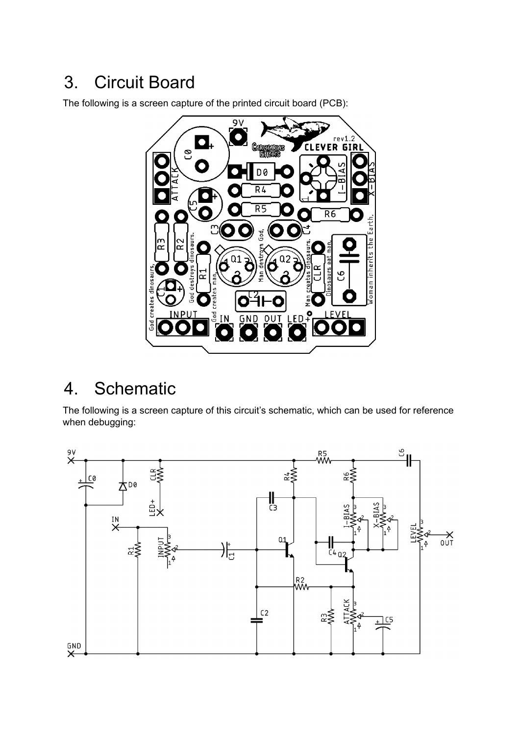# 3. Circuit Board

The following is a screen capture of the printed circuit board (PCB):

# 4. Schematic

The following is a screen capture of this circuit's schematic, which can be used for reference when debugging: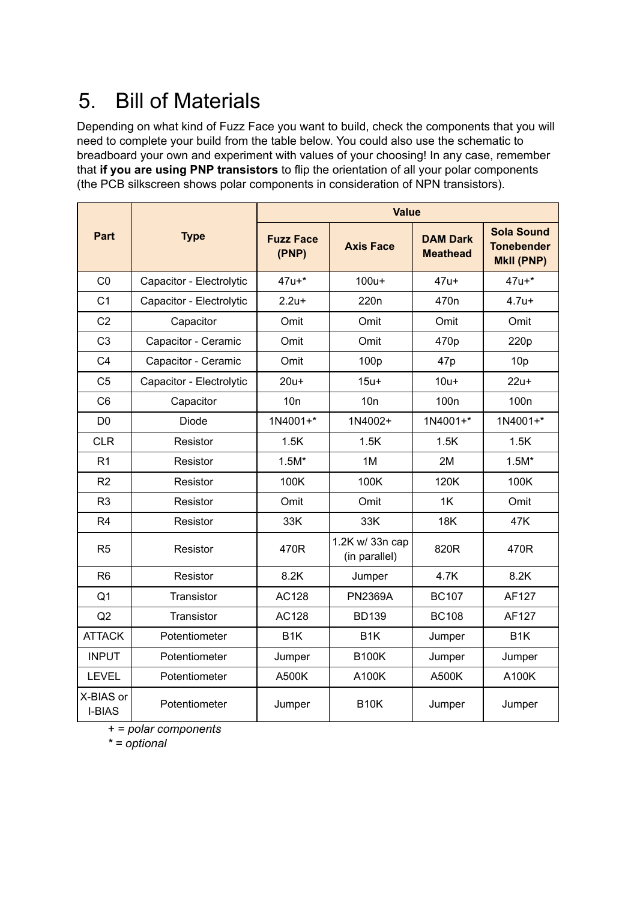# 5. Bill of Materials

Depending on what kind of Fuzz Face you want to build, check the components that you will need to complete your build from the table below. You could also use the schematic to breadboard your own and experiment with values of your choosing! In any case, remember that **if you are using PNP transistors** to flip the orientation of all your polar components (the PCB silkscreen shows polar components in consideration of NPN transistors).

| Part | Type | Value | | | |
|---|---|---|---|---|---|
| | | **Fuzz Face (PNP)** | **Axis Face** | **DAM Dark Meathead** | **Sola Sound Tonebender MkII (PNP)** |
| C0 | Capacitor - Electrolytic | 47u+* | 100u+ | 47u+ | 47u+* |
| C1 | Capacitor - Electrolytic | 2.2u+ | 220n | 470n | 4.7u+ |
| C2 | Capacitor | Omit | Omit | Omit | Omit |
| C3 | Capacitor - Ceramic | Omit | Omit | 470p | 220p |
| C4 | Capacitor - Ceramic | Omit | 100p | 47p | 10p |
| C5 | Capacitor - Electrolytic | 20u+ | 15u+ | 10u+ | 22u+ |
| C6 | Capacitor | 10n | 10n | 100n | 100n |
| D0 | Diode | 1N4001+* | 1N4002+ | 1N4001+* | 1N4001+* |
| CLR | Resistor | 1.5K | 1.5K | 1.5K | 1.5K |
| R1 | Resistor | 1.5M* | 1M | 2M | 1.5M* |
| R2 | Resistor | 100K | 100K | 120K | 100K |
| R3 | Resistor | Omit | Omit | 1K | Omit |
| R4 | Resistor | 33K | 33K | 18K | 47K |
| R5 | Resistor | 470R | 1.2K w/ 33n cap (in parallel) | 820R | 470R |
| R6 | Resistor | 8.2K | Jumper | 4.7K | 8.2K |
| Q1 | Transistor | AC128 | PN2369A | BC107 | AF127 |
| Q2 | Transistor | AC128 | BD139 | BC108 | AF127 |
| ATTACK | Potentiometer | B1K | B1K | Jumper | B1K |
| INPUT | Potentiometer | Jumper | B100K | Jumper | Jumper |
| LEVEL | Potentiometer | A500K | A100K | A500K | A100K |
| X-BIAS or I-BIAS | Potentiometer | Jumper | B10K | Jumper | Jumper |

*+ = polar components*

*\* = optional*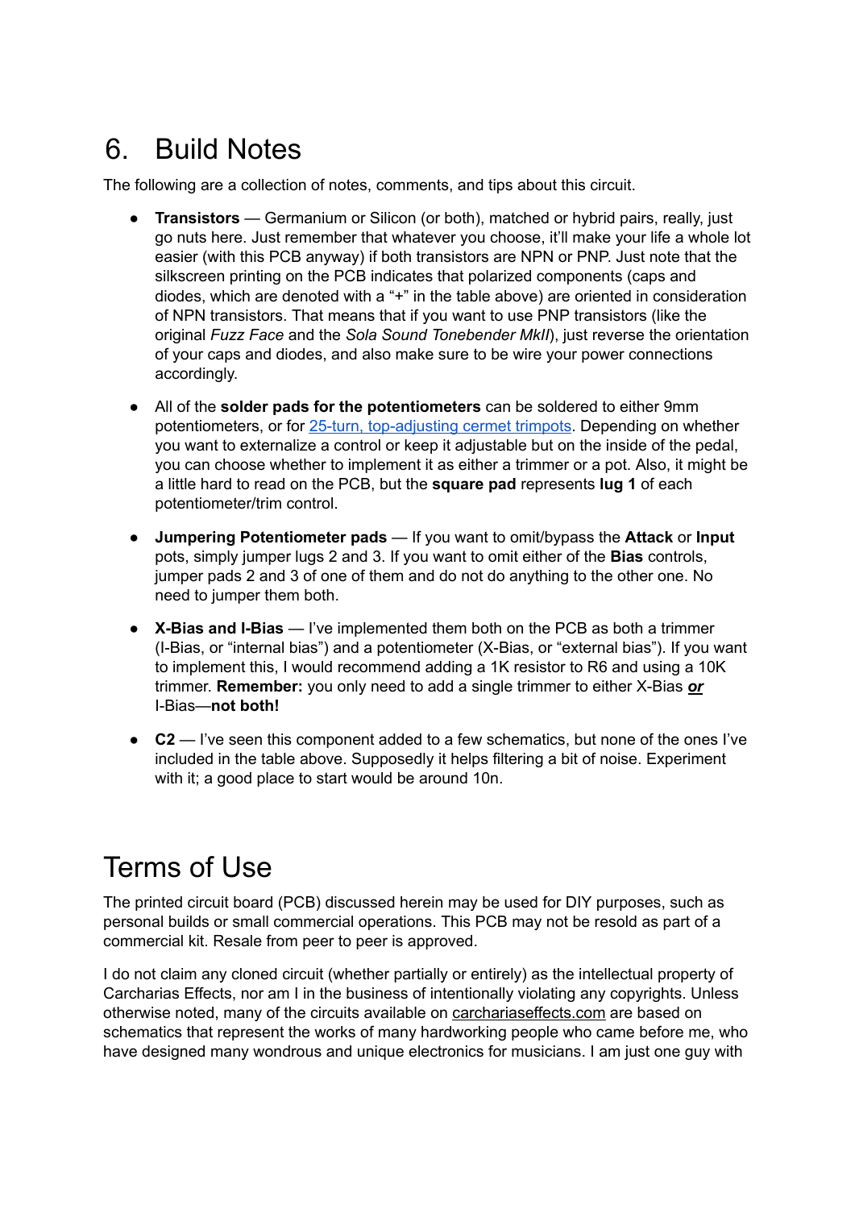# 6. Build Notes

The following are a collection of notes, comments, and tips about this circuit.

- **Transistors** — Germanium or Silicon (or both), matched or hybrid pairs, really, just go nuts here. Just remember that whatever you choose, it'll make your life a whole lot easier (with this PCB anyway) if both transistors are NPN or PNP. Just note that the silkscreen printing on the PCB indicates that polarized components (caps and diodes, which are denoted with a "+" in the table above) are oriented in consideration of NPN transistors. That means that if you want to use PNP transistors (like the original *Fuzz Face* and the *Sola Sound Tonebender MkII*), just reverse the orientation of your caps and diodes, and also make sure to be wire your power connections accordingly.

- All of the **solder pads for the potentiometers** can be soldered to either 9mm potentiometers, or for [25-turn, top-adjusting cermet trimpots](). Depending on whether you want to externalize a control or keep it adjustable but on the inside of the pedal, you can choose whether to implement it as either a trimmer or a pot. Also, it might be a little hard to read on the PCB, but the **square pad** represents **lug 1** of each potentiometer/trim control.

- **Jumpering Potentiometer pads** — If you want to omit/bypass the **Attack** or **Input** pots, simply jumper lugs 2 and 3. If you want to omit either of the **Bias** controls, jumper pads 2 and 3 of one of them and do not do anything to the other one. No need to jumper them both.

- **X-Bias and I-Bias** — I've implemented them both on the PCB as both a trimmer (I-Bias, or "internal bias") and a potentiometer (X-Bias, or "external bias"). If you want to implement this, I would recommend adding a 1K resistor to R6 and using a 10K trimmer. **Remember:** you only need to add a single trimmer to either X-Bias ***or*** I-Bias—**not both!**

- **C2** — I've seen this component added to a few schematics, but none of the ones I've included in the table above. Supposedly it helps filtering a bit of noise. Experiment with it; a good place to start would be around 10n.

# Terms of Use

The printed circuit board (PCB) discussed herein may be used for DIY purposes, such as personal builds or small commercial operations. This PCB may not be resold as part of a commercial kit. Resale from peer to peer is approved.

I do not claim any cloned circuit (whether partially or entirely) as the intellectual property of Carcharias Effects, nor am I in the business of intentionally violating any copyrights. Unless otherwise noted, many of the circuits available on carchariaseffects.com are based on schematics that represent the works of many hardworking people who came before me, who have designed many wondrous and unique electronics for musicians. I am just one guy with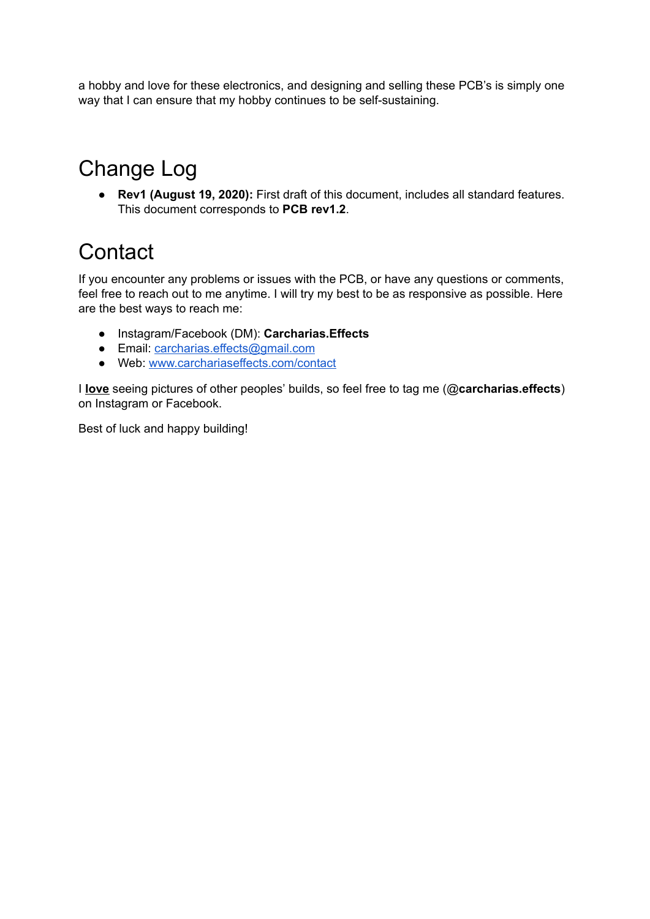a hobby and love for these electronics, and designing and selling these PCB's is simply one way that I can ensure that my hobby continues to be self-sustaining.

# Change Log

- **Rev1 (August 19, 2020):** First draft of this document, includes all standard features. This document corresponds to **PCB rev1.2**.

# Contact

If you encounter any problems or issues with the PCB, or have any questions or comments, feel free to reach out to me anytime. I will try my best to be as responsive as possible. Here are the best ways to reach me:

- Instagram/Facebook (DM): **Carcharias.Effects**
- Email: carcharias.effects@gmail.com
- Web: www.carchariaseffects.com/contact

I **love** seeing pictures of other peoples' builds, so feel free to tag me (**@carcharias.effects**) on Instagram or Facebook.

Best of luck and happy building!